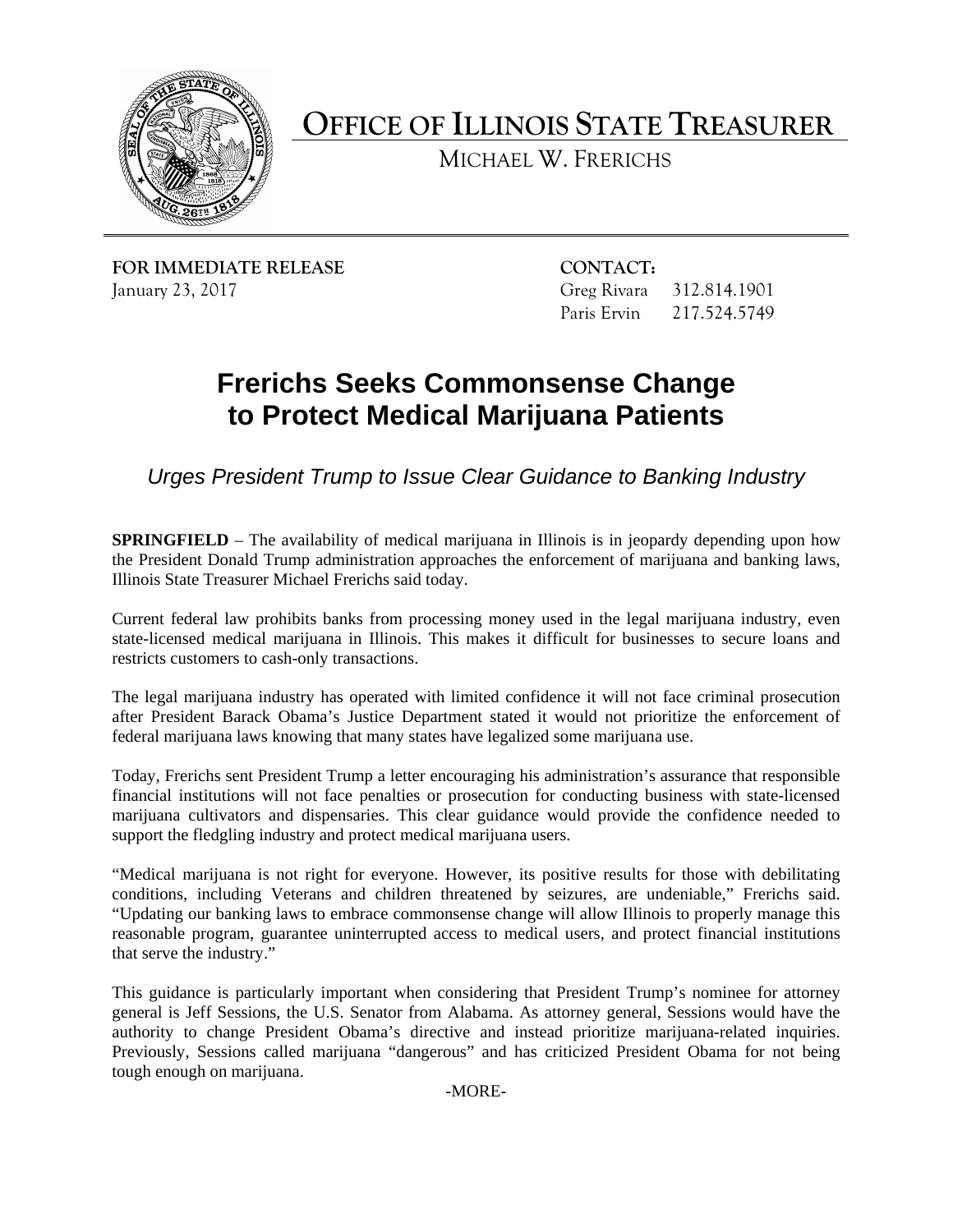# OFFICE OF ILLINOIS STATE TREASURER

MICHAEL W. FRERICHS

**FOR IMMEDIATE RELEASE**
January 23, 2017

**CONTACT:**
Greg Rivara 312.814.1901
Paris Ervin 217.524.5749

## Frerichs Seeks Commonsense Change to Protect Medical Marijuana Patients

*Urges President Trump to Issue Clear Guidance to Banking Industry*

**SPRINGFIELD** – The availability of medical marijuana in Illinois is in jeopardy depending upon how the President Donald Trump administration approaches the enforcement of marijuana and banking laws, Illinois State Treasurer Michael Frerichs said today.

Current federal law prohibits banks from processing money used in the legal marijuana industry, even state-licensed medical marijuana in Illinois. This makes it difficult for businesses to secure loans and restricts customers to cash-only transactions.

The legal marijuana industry has operated with limited confidence it will not face criminal prosecution after President Barack Obama's Justice Department stated it would not prioritize the enforcement of federal marijuana laws knowing that many states have legalized some marijuana use.

Today, Frerichs sent President Trump a letter encouraging his administration's assurance that responsible financial institutions will not face penalties or prosecution for conducting business with state-licensed marijuana cultivators and dispensaries. This clear guidance would provide the confidence needed to support the fledgling industry and protect medical marijuana users.

"Medical marijuana is not right for everyone. However, its positive results for those with debilitating conditions, including Veterans and children threatened by seizures, are undeniable," Frerichs said. "Updating our banking laws to embrace commonsense change will allow Illinois to properly manage this reasonable program, guarantee uninterrupted access to medical users, and protect financial institutions that serve the industry."

This guidance is particularly important when considering that President Trump's nominee for attorney general is Jeff Sessions, the U.S. Senator from Alabama. As attorney general, Sessions would have the authority to change President Obama's directive and instead prioritize marijuana-related inquiries. Previously, Sessions called marijuana "dangerous" and has criticized President Obama for not being tough enough on marijuana.

-MORE-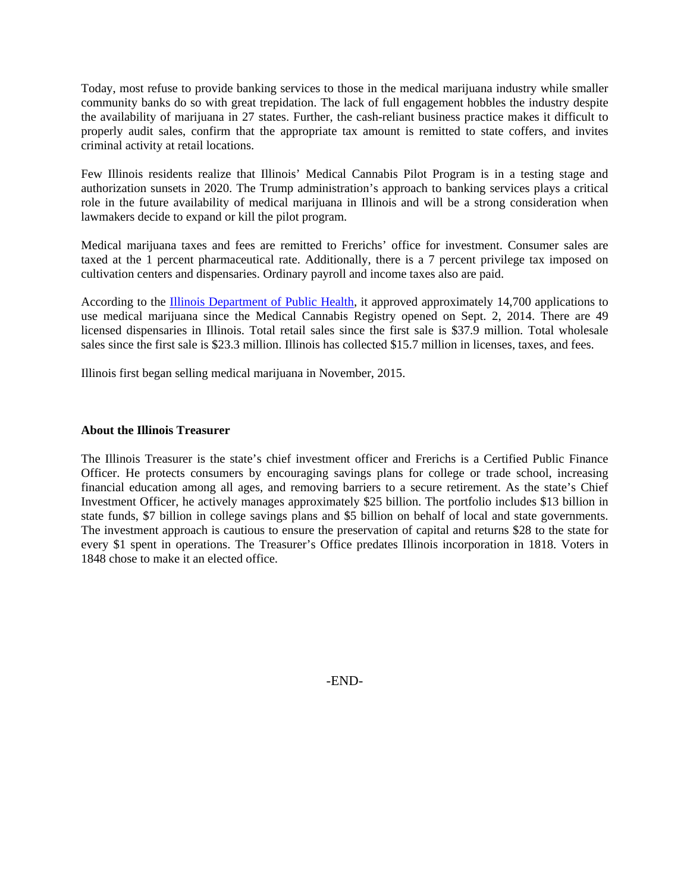Today, most refuse to provide banking services to those in the medical marijuana industry while smaller community banks do so with great trepidation. The lack of full engagement hobbles the industry despite the availability of marijuana in 27 states. Further, the cash-reliant business practice makes it difficult to properly audit sales, confirm that the appropriate tax amount is remitted to state coffers, and invites criminal activity at retail locations.

Few Illinois residents realize that Illinois' Medical Cannabis Pilot Program is in a testing stage and authorization sunsets in 2020. The Trump administration's approach to banking services plays a critical role in the future availability of medical marijuana in Illinois and will be a strong consideration when lawmakers decide to expand or kill the pilot program.

Medical marijuana taxes and fees are remitted to Frerichs' office for investment. Consumer sales are taxed at the 1 percent pharmaceutical rate. Additionally, there is a 7 percent privilege tax imposed on cultivation centers and dispensaries. Ordinary payroll and income taxes also are paid.

According to the Illinois Department of Public Health, it approved approximately 14,700 applications to use medical marijuana since the Medical Cannabis Registry opened on Sept. 2, 2014. There are 49 licensed dispensaries in Illinois. Total retail sales since the first sale is $37.9 million. Total wholesale sales since the first sale is $23.3 million. Illinois has collected $15.7 million in licenses, taxes, and fees.

Illinois first began selling medical marijuana in November, 2015.

**About the Illinois Treasurer**

The Illinois Treasurer is the state's chief investment officer and Frerichs is a Certified Public Finance Officer. He protects consumers by encouraging savings plans for college or trade school, increasing financial education among all ages, and removing barriers to a secure retirement. As the state's Chief Investment Officer, he actively manages approximately $25 billion. The portfolio includes $13 billion in state funds, $7 billion in college savings plans and $5 billion on behalf of local and state governments. The investment approach is cautious to ensure the preservation of capital and returns $28 to the state for every $1 spent in operations. The Treasurer's Office predates Illinois incorporation in 1818. Voters in 1848 chose to make it an elected office.

-END-